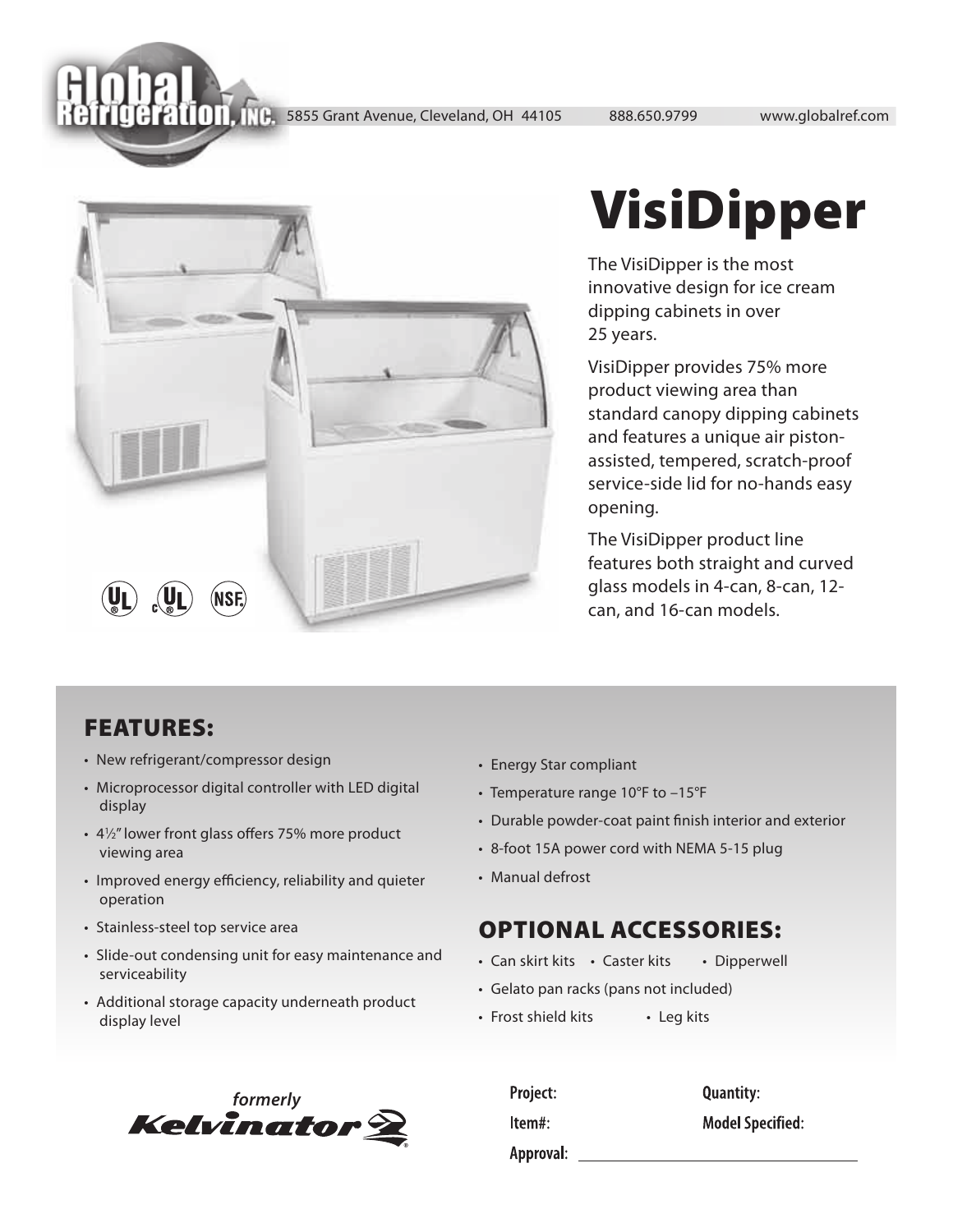Global Refrigeration, INC. 5855 Grant Avenue, Cleveland, OH 44105 888.650.9799 www.globalref.com

# VisiDipper

The VisiDipper is the most innovative design for ice cream dipping cabinets in over 25 years.

VisiDipper provides 75% more product viewing area than standard canopy dipping cabinets and features a unique air piston-assisted, tempered, scratch-proof service-side lid for no-hands easy opening.

The VisiDipper product line features both straight and curved glass models in 4-can, 8-can, 12-can, and 16-can models.

UL cUL NSF

## FEATURES:

- New refrigerant/compressor design
- Microprocessor digital controller with LED digital display
- 4½" lower front glass offers 75% more product viewing area
- Improved energy efficiency, reliability and quieter operation
- Stainless-steel top service area
- Slide-out condensing unit for easy maintenance and serviceability
- Additional storage capacity underneath product display level
- Energy Star compliant
- Temperature range 10°F to –15°F
- Durable powder-coat paint finish interior and exterior
- 8-foot 15A power cord with NEMA 5-15 plug
- Manual defrost

## OPTIONAL ACCESSORIES:

- Can skirt kits
- Caster kits
- Dipperwell
- Gelato pan racks (pans not included)
- Frost shield kits
- Leg kits

*formerly* Kelvinator

Project:

Quantity:

Item#:

Model Specified:

Approval: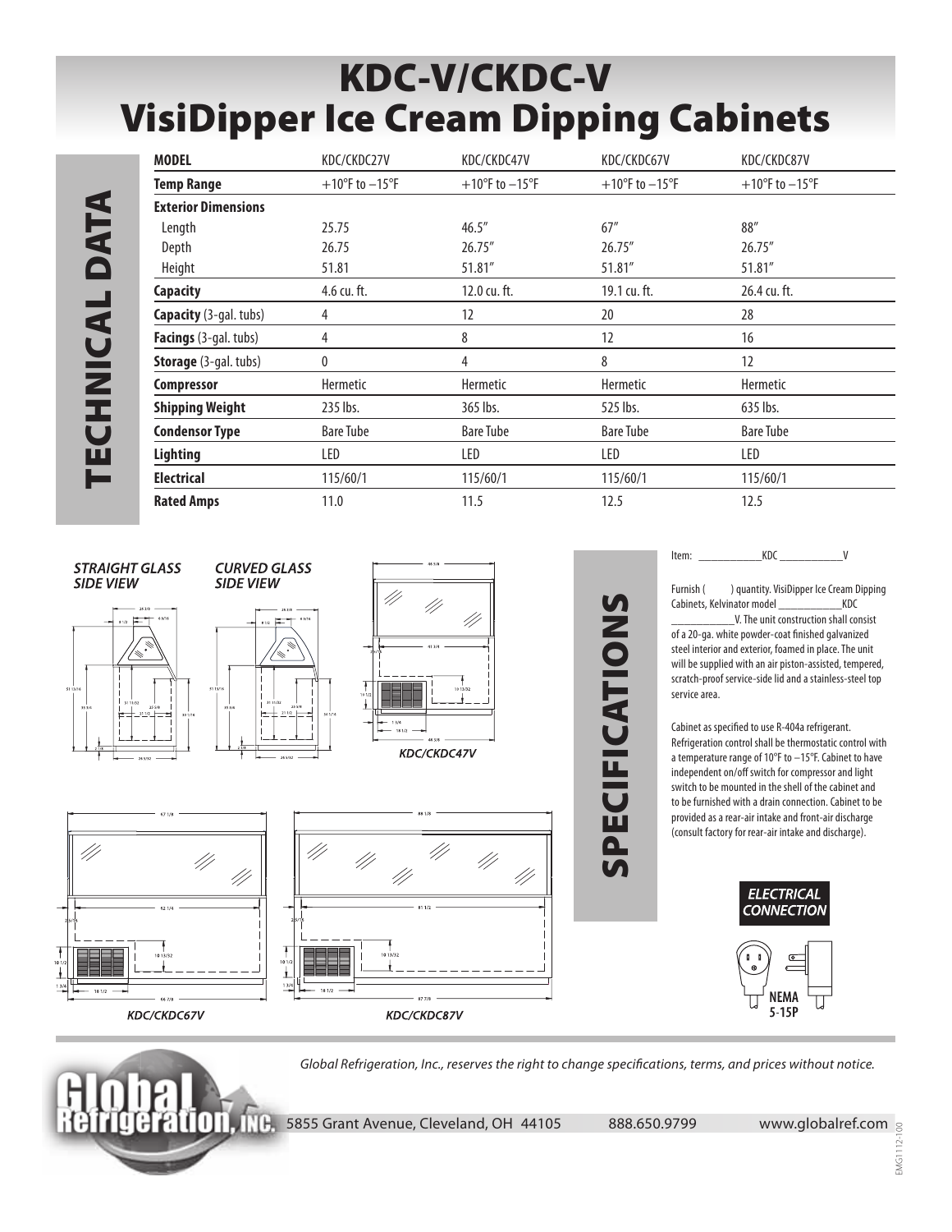# KDC-V/CKDC-V VisiDipper Ice Cream Dipping Cabinets

## TECHNICAL DATA

| MODEL | KDC/CKDC27V | KDC/CKDC47V | KDC/CKDC67V | KDC/CKDC87V |
|---|---|---|---|---|
| **Temp Range** | +10°F to −15°F | +10°F to −15°F | +10°F to −15°F | +10°F to −15°F |
| **Exterior Dimensions** | | | | |
| Length | 25.75 | 46.5″ | 67″ | 88″ |
| Depth | 26.75 | 26.75″ | 26.75″ | 26.75″ |
| Height | 51.81 | 51.81″ | 51.81″ | 51.81″ |
| **Capacity** | 4.6 cu. ft. | 12.0 cu. ft. | 19.1 cu. ft. | 26.4 cu. ft. |
| **Capacity** (3-gal. tubs) | 4 | 12 | 20 | 28 |
| **Facings** (3-gal. tubs) | 4 | 8 | 12 | 16 |
| **Storage** (3-gal. tubs) | 0 | 4 | 8 | 12 |
| **Compressor** | Hermetic | Hermetic | Hermetic | Hermetic |
| **Shipping Weight** | 235 lbs. | 365 lbs. | 525 lbs. | 635 lbs. |
| **Condensor Type** | Bare Tube | Bare Tube | Bare Tube | Bare Tube |
| **Lighting** | LED | LED | LED | LED |
| **Electrical** | 115/60/1 | 115/60/1 | 115/60/1 | 115/60/1 |
| **Rated Amps** | 11.0 | 11.5 | 12.5 | 12.5 |

*STRAIGHT GLASS SIDE VIEW*

*CURVED GLASS SIDE VIEW*

*KDC/CKDC47V*

*KDC/CKDC67V*

*KDC/CKDC87V*

## SPECIFICATIONS

Item: ____________KDC ____________V

Furnish (        ) quantity. VisiDipper Ice Cream Dipping Cabinets, Kelvinator model ____________KDC ____________V. The unit construction shall consist of a 20-ga. white powder-coat finished galvanized steel interior and exterior, foamed in place. The unit will be supplied with an air piston-assisted, tempered, scratch-proof service-side lid and a stainless-steel top service area.

Cabinet as specified to use R-404a refrigerant. Refrigeration control shall be thermostatic control with a temperature range of 10°F to −15°F. Cabinet to have independent on/off switch for compressor and light switch to be mounted in the shell of the cabinet and to be furnished with a drain connection. Cabinet to be provided as a rear-air intake and front-air discharge (consult factory for rear-air intake and discharge).

*ELECTRICAL CONNECTION*

NEMA 5-15P

*Global Refrigeration, Inc., reserves the right to change specifications, terms, and prices without notice.*

Global Refrigeration, INC. 5855 Grant Avenue, Cleveland, OH 44105 888.650.9799 www.globalref.com

EMG1112-100